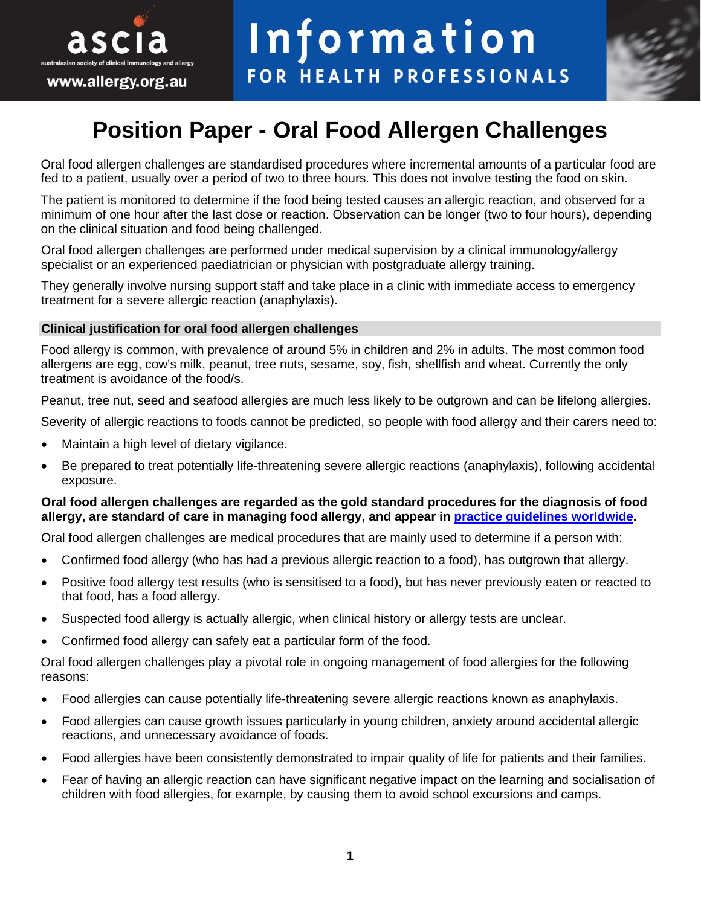# Position Paper - Oral Food Allergen Challenges

Oral food allergen challenges are standardised procedures where incremental amounts of a particular food are fed to a patient, usually over a period of two to three hours. This does not involve testing the food on skin.

The patient is monitored to determine if the food being tested causes an allergic reaction, and observed for a minimum of one hour after the last dose or reaction. Observation can be longer (two to four hours), depending on the clinical situation and food being challenged.

Oral food allergen challenges are performed under medical supervision by a clinical immunology/allergy specialist or an experienced paediatrician or physician with postgraduate allergy training.

They generally involve nursing support staff and take place in a clinic with immediate access to emergency treatment for a severe allergic reaction (anaphylaxis).

## Clinical justification for oral food allergen challenges

Food allergy is common, with prevalence of around 5% in children and 2% in adults. The most common food allergens are egg, cow's milk, peanut, tree nuts, sesame, soy, fish, shellfish and wheat. Currently the only treatment is avoidance of the food/s.

Peanut, tree nut, seed and seafood allergies are much less likely to be outgrown and can be lifelong allergies.

Severity of allergic reactions to foods cannot be predicted, so people with food allergy and their carers need to:

- Maintain a high level of dietary vigilance.
- Be prepared to treat potentially life-threatening severe allergic reactions (anaphylaxis), following accidental exposure.

**Oral food allergen challenges are regarded as the gold standard procedures for the diagnosis of food allergy, are standard of care in managing food allergy, and appear in practice guidelines worldwide.**

Oral food allergen challenges are medical procedures that are mainly used to determine if a person with:

- Confirmed food allergy (who has had a previous allergic reaction to a food), has outgrown that allergy.
- Positive food allergy test results (who is sensitised to a food), but has never previously eaten or reacted to that food, has a food allergy.
- Suspected food allergy is actually allergic, when clinical history or allergy tests are unclear.
- Confirmed food allergy can safely eat a particular form of the food.

Oral food allergen challenges play a pivotal role in ongoing management of food allergies for the following reasons:

- Food allergies can cause potentially life-threatening severe allergic reactions known as anaphylaxis.
- Food allergies can cause growth issues particularly in young children, anxiety around accidental allergic reactions, and unnecessary avoidance of foods.
- Food allergies have been consistently demonstrated to impair quality of life for patients and their families.
- Fear of having an allergic reaction can have significant negative impact on the learning and socialisation of children with food allergies, for example, by causing them to avoid school excursions and camps.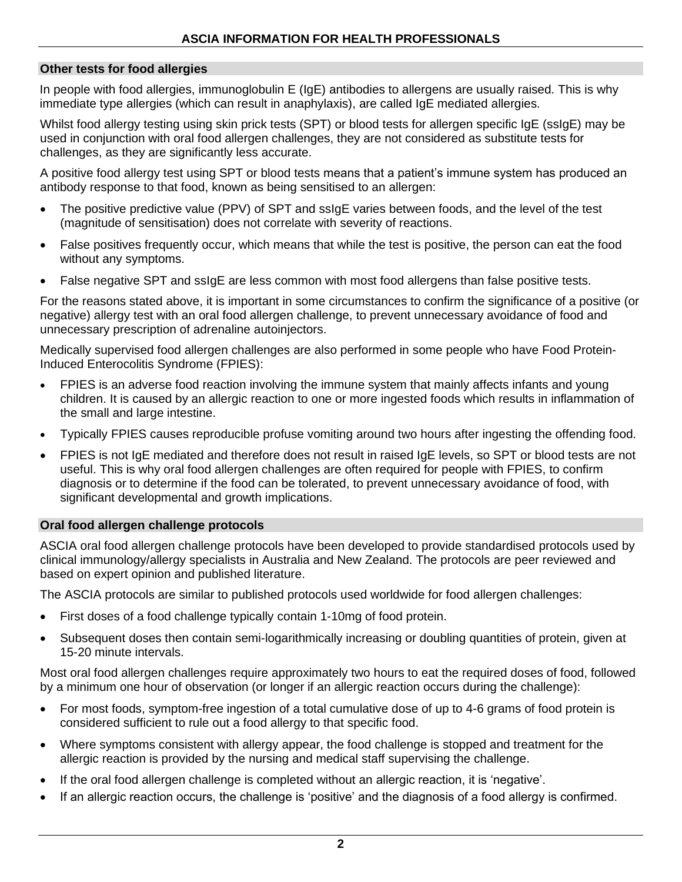## Other tests for food allergies

In people with food allergies, immunoglobulin E (IgE) antibodies to allergens are usually raised. This is why immediate type allergies (which can result in anaphylaxis), are called IgE mediated allergies.

Whilst food allergy testing using skin prick tests (SPT) or blood tests for allergen specific IgE (ssIgE) may be used in conjunction with oral food allergen challenges, they are not considered as substitute tests for challenges, as they are significantly less accurate.

A positive food allergy test using SPT or blood tests means that a patient's immune system has produced an antibody response to that food, known as being sensitised to an allergen:

- The positive predictive value (PPV) of SPT and ssIgE varies between foods, and the level of the test (magnitude of sensitisation) does not correlate with severity of reactions.
- False positives frequently occur, which means that while the test is positive, the person can eat the food without any symptoms.
- False negative SPT and ssIgE are less common with most food allergens than false positive tests.

For the reasons stated above, it is important in some circumstances to confirm the significance of a positive (or negative) allergy test with an oral food allergen challenge, to prevent unnecessary avoidance of food and unnecessary prescription of adrenaline autoinjectors.

Medically supervised food allergen challenges are also performed in some people who have Food Protein-Induced Enterocolitis Syndrome (FPIES):

- FPIES is an adverse food reaction involving the immune system that mainly affects infants and young children. It is caused by an allergic reaction to one or more ingested foods which results in inflammation of the small and large intestine.
- Typically FPIES causes reproducible profuse vomiting around two hours after ingesting the offending food.
- FPIES is not IgE mediated and therefore does not result in raised IgE levels, so SPT or blood tests are not useful. This is why oral food allergen challenges are often required for people with FPIES, to confirm diagnosis or to determine if the food can be tolerated, to prevent unnecessary avoidance of food, with significant developmental and growth implications.

## Oral food allergen challenge protocols

ASCIA oral food allergen challenge protocols have been developed to provide standardised protocols used by clinical immunology/allergy specialists in Australia and New Zealand. The protocols are peer reviewed and based on expert opinion and published literature.

The ASCIA protocols are similar to published protocols used worldwide for food allergen challenges:

- First doses of a food challenge typically contain 1-10mg of food protein.
- Subsequent doses then contain semi-logarithmically increasing or doubling quantities of protein, given at 15-20 minute intervals.

Most oral food allergen challenges require approximately two hours to eat the required doses of food, followed by a minimum one hour of observation (or longer if an allergic reaction occurs during the challenge):

- For most foods, symptom-free ingestion of a total cumulative dose of up to 4-6 grams of food protein is considered sufficient to rule out a food allergy to that specific food.
- Where symptoms consistent with allergy appear, the food challenge is stopped and treatment for the allergic reaction is provided by the nursing and medical staff supervising the challenge.
- If the oral food allergen challenge is completed without an allergic reaction, it is 'negative'.
- If an allergic reaction occurs, the challenge is 'positive' and the diagnosis of a food allergy is confirmed.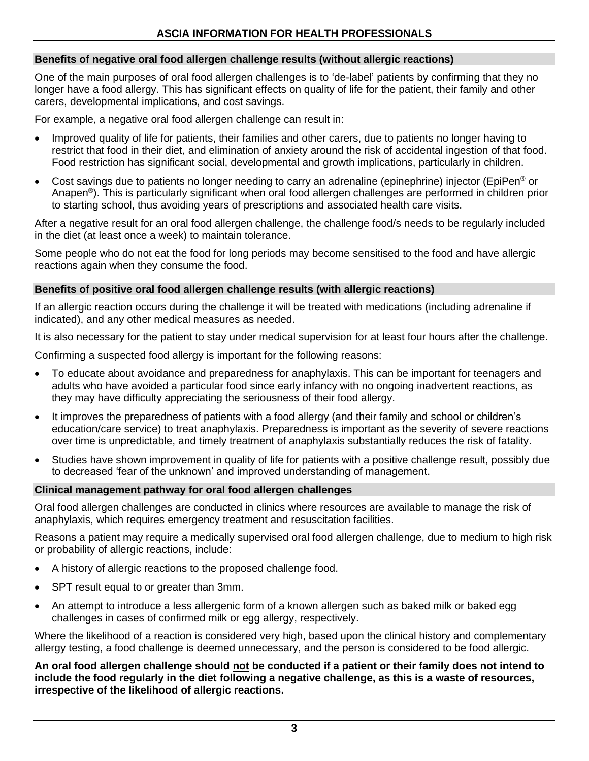## Benefits of negative oral food allergen challenge results (without allergic reactions)

One of the main purposes of oral food allergen challenges is to 'de-label' patients by confirming that they no longer have a food allergy. This has significant effects on quality of life for the patient, their family and other carers, developmental implications, and cost savings.

For example, a negative oral food allergen challenge can result in:

- Improved quality of life for patients, their families and other carers, due to patients no longer having to restrict that food in their diet, and elimination of anxiety around the risk of accidental ingestion of that food. Food restriction has significant social, developmental and growth implications, particularly in children.
- Cost savings due to patients no longer needing to carry an adrenaline (epinephrine) injector (EpiPen® or Anapen®). This is particularly significant when oral food allergen challenges are performed in children prior to starting school, thus avoiding years of prescriptions and associated health care visits.

After a negative result for an oral food allergen challenge, the challenge food/s needs to be regularly included in the diet (at least once a week) to maintain tolerance.

Some people who do not eat the food for long periods may become sensitised to the food and have allergic reactions again when they consume the food.

## Benefits of positive oral food allergen challenge results (with allergic reactions)

If an allergic reaction occurs during the challenge it will be treated with medications (including adrenaline if indicated), and any other medical measures as needed.

It is also necessary for the patient to stay under medical supervision for at least four hours after the challenge.

Confirming a suspected food allergy is important for the following reasons:

- To educate about avoidance and preparedness for anaphylaxis. This can be important for teenagers and adults who have avoided a particular food since early infancy with no ongoing inadvertent reactions, as they may have difficulty appreciating the seriousness of their food allergy.
- It improves the preparedness of patients with a food allergy (and their family and school or children's education/care service) to treat anaphylaxis. Preparedness is important as the severity of severe reactions over time is unpredictable, and timely treatment of anaphylaxis substantially reduces the risk of fatality.
- Studies have shown improvement in quality of life for patients with a positive challenge result, possibly due to decreased 'fear of the unknown' and improved understanding of management.

## Clinical management pathway for oral food allergen challenges

Oral food allergen challenges are conducted in clinics where resources are available to manage the risk of anaphylaxis, which requires emergency treatment and resuscitation facilities.

Reasons a patient may require a medically supervised oral food allergen challenge, due to medium to high risk or probability of allergic reactions, include:

- A history of allergic reactions to the proposed challenge food.
- SPT result equal to or greater than 3mm.
- An attempt to introduce a less allergenic form of a known allergen such as baked milk or baked egg challenges in cases of confirmed milk or egg allergy, respectively.

Where the likelihood of a reaction is considered very high, based upon the clinical history and complementary allergy testing, a food challenge is deemed unnecessary, and the person is considered to be food allergic.

**An oral food allergen challenge should <u>not</u> be conducted if a patient or their family does not intend to include the food regularly in the diet following a negative challenge, as this is a waste of resources, irrespective of the likelihood of allergic reactions.**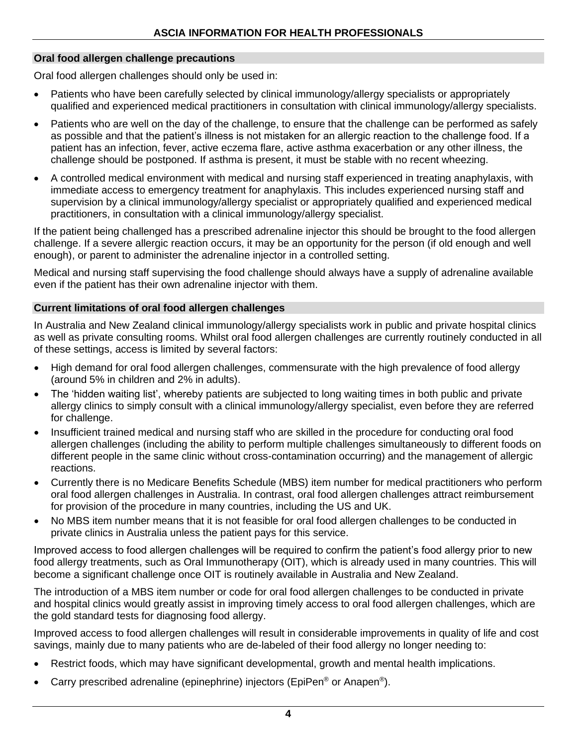## Oral food allergen challenge precautions

Oral food allergen challenges should only be used in:

- Patients who have been carefully selected by clinical immunology/allergy specialists or appropriately qualified and experienced medical practitioners in consultation with clinical immunology/allergy specialists.
- Patients who are well on the day of the challenge, to ensure that the challenge can be performed as safely as possible and that the patient's illness is not mistaken for an allergic reaction to the challenge food. If a patient has an infection, fever, active eczema flare, active asthma exacerbation or any other illness, the challenge should be postponed. If asthma is present, it must be stable with no recent wheezing.
- A controlled medical environment with medical and nursing staff experienced in treating anaphylaxis, with immediate access to emergency treatment for anaphylaxis. This includes experienced nursing staff and supervision by a clinical immunology/allergy specialist or appropriately qualified and experienced medical practitioners, in consultation with a clinical immunology/allergy specialist.

If the patient being challenged has a prescribed adrenaline injector this should be brought to the food allergen challenge. If a severe allergic reaction occurs, it may be an opportunity for the person (if old enough and well enough), or parent to administer the adrenaline injector in a controlled setting.

Medical and nursing staff supervising the food challenge should always have a supply of adrenaline available even if the patient has their own adrenaline injector with them.

## Current limitations of oral food allergen challenges

In Australia and New Zealand clinical immunology/allergy specialists work in public and private hospital clinics as well as private consulting rooms. Whilst oral food allergen challenges are currently routinely conducted in all of these settings, access is limited by several factors:

- High demand for oral food allergen challenges, commensurate with the high prevalence of food allergy (around 5% in children and 2% in adults).
- The 'hidden waiting list', whereby patients are subjected to long waiting times in both public and private allergy clinics to simply consult with a clinical immunology/allergy specialist, even before they are referred for challenge.
- Insufficient trained medical and nursing staff who are skilled in the procedure for conducting oral food allergen challenges (including the ability to perform multiple challenges simultaneously to different foods on different people in the same clinic without cross-contamination occurring) and the management of allergic reactions.
- Currently there is no Medicare Benefits Schedule (MBS) item number for medical practitioners who perform oral food allergen challenges in Australia. In contrast, oral food allergen challenges attract reimbursement for provision of the procedure in many countries, including the US and UK.
- No MBS item number means that it is not feasible for oral food allergen challenges to be conducted in private clinics in Australia unless the patient pays for this service.

Improved access to food allergen challenges will be required to confirm the patient's food allergy prior to new food allergy treatments, such as Oral Immunotherapy (OIT), which is already used in many countries. This will become a significant challenge once OIT is routinely available in Australia and New Zealand.

The introduction of a MBS item number or code for oral food allergen challenges to be conducted in private and hospital clinics would greatly assist in improving timely access to oral food allergen challenges, which are the gold standard tests for diagnosing food allergy.

Improved access to food allergen challenges will result in considerable improvements in quality of life and cost savings, mainly due to many patients who are de-labeled of their food allergy no longer needing to:

- Restrict foods, which may have significant developmental, growth and mental health implications.
- Carry prescribed adrenaline (epinephrine) injectors (EpiPen® or Anapen®).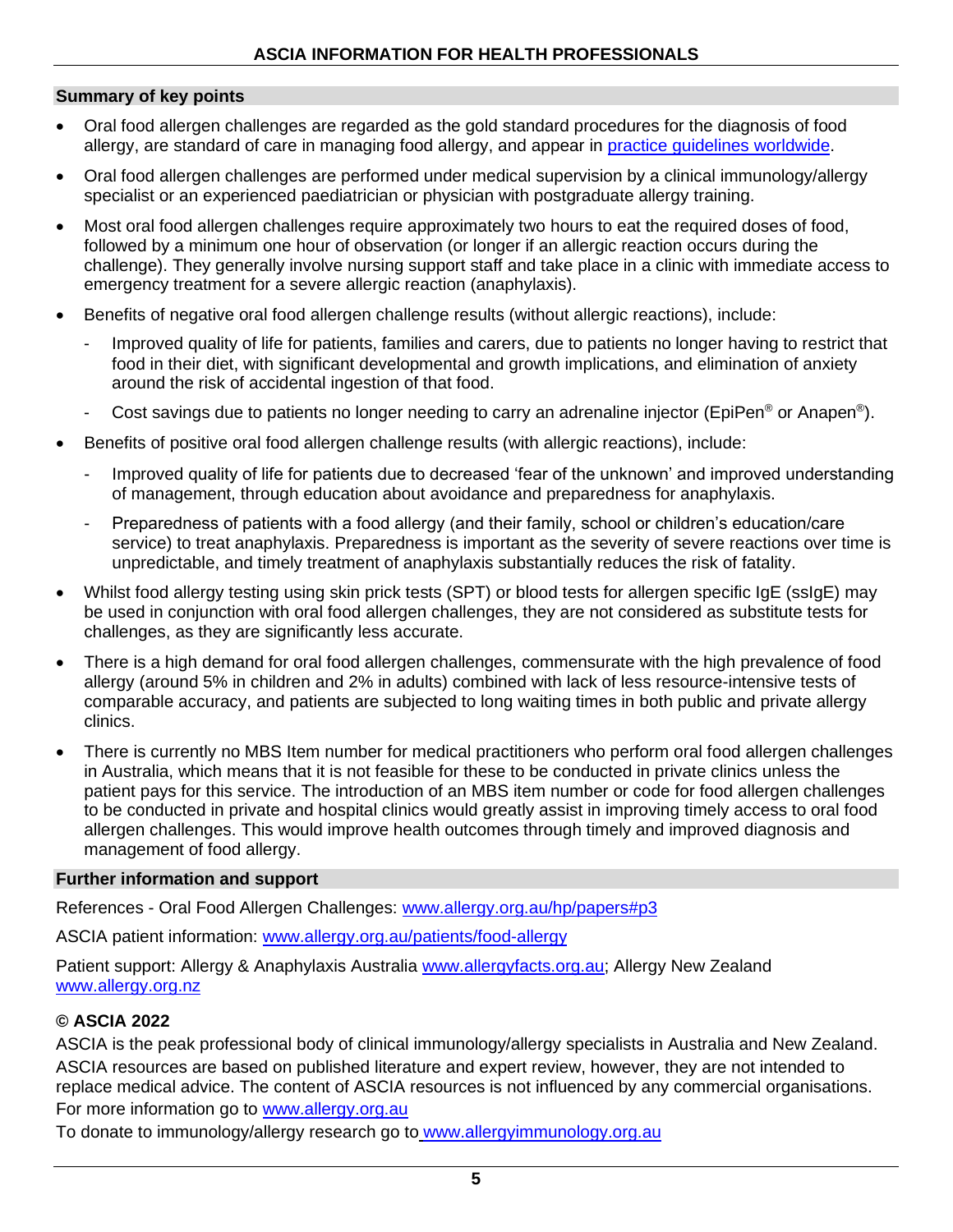## Summary of key points

- Oral food allergen challenges are regarded as the gold standard procedures for the diagnosis of food allergy, are standard of care in managing food allergy, and appear in [practice guidelines worldwide](practice guidelines worldwide).
- Oral food allergen challenges are performed under medical supervision by a clinical immunology/allergy specialist or an experienced paediatrician or physician with postgraduate allergy training.
- Most oral food allergen challenges require approximately two hours to eat the required doses of food, followed by a minimum one hour of observation (or longer if an allergic reaction occurs during the challenge). They generally involve nursing support staff and take place in a clinic with immediate access to emergency treatment for a severe allergic reaction (anaphylaxis).
- Benefits of negative oral food allergen challenge results (without allergic reactions), include:
  - Improved quality of life for patients, families and carers, due to patients no longer having to restrict that food in their diet, with significant developmental and growth implications, and elimination of anxiety around the risk of accidental ingestion of that food.
  - Cost savings due to patients no longer needing to carry an adrenaline injector (EpiPen® or Anapen®).
- Benefits of positive oral food allergen challenge results (with allergic reactions), include:
  - Improved quality of life for patients due to decreased 'fear of the unknown' and improved understanding of management, through education about avoidance and preparedness for anaphylaxis.
  - Preparedness of patients with a food allergy (and their family, school or children's education/care service) to treat anaphylaxis. Preparedness is important as the severity of severe reactions over time is unpredictable, and timely treatment of anaphylaxis substantially reduces the risk of fatality.
- Whilst food allergy testing using skin prick tests (SPT) or blood tests for allergen specific IgE (ssIgE) may be used in conjunction with oral food allergen challenges, they are not considered as substitute tests for challenges, as they are significantly less accurate.
- There is a high demand for oral food allergen challenges, commensurate with the high prevalence of food allergy (around 5% in children and 2% in adults) combined with lack of less resource-intensive tests of comparable accuracy, and patients are subjected to long waiting times in both public and private allergy clinics.
- There is currently no MBS Item number for medical practitioners who perform oral food allergen challenges in Australia, which means that it is not feasible for these to be conducted in private clinics unless the patient pays for this service. The introduction of an MBS item number or code for food allergen challenges to be conducted in private and hospital clinics would greatly assist in improving timely access to oral food allergen challenges. This would improve health outcomes through timely and improved diagnosis and management of food allergy.

## Further information and support

References - Oral Food Allergen Challenges: www.allergy.org.au/hp/papers#p3

ASCIA patient information: www.allergy.org.au/patients/food-allergy

Patient support: Allergy & Anaphylaxis Australia www.allergyfacts.org.au; Allergy New Zealand www.allergy.org.nz

**© ASCIA 2022**

ASCIA is the peak professional body of clinical immunology/allergy specialists in Australia and New Zealand.

ASCIA resources are based on published literature and expert review, however, they are not intended to replace medical advice. The content of ASCIA resources is not influenced by any commercial organisations.

For more information go to www.allergy.org.au

To donate to immunology/allergy research go to www.allergyimmunology.org.au